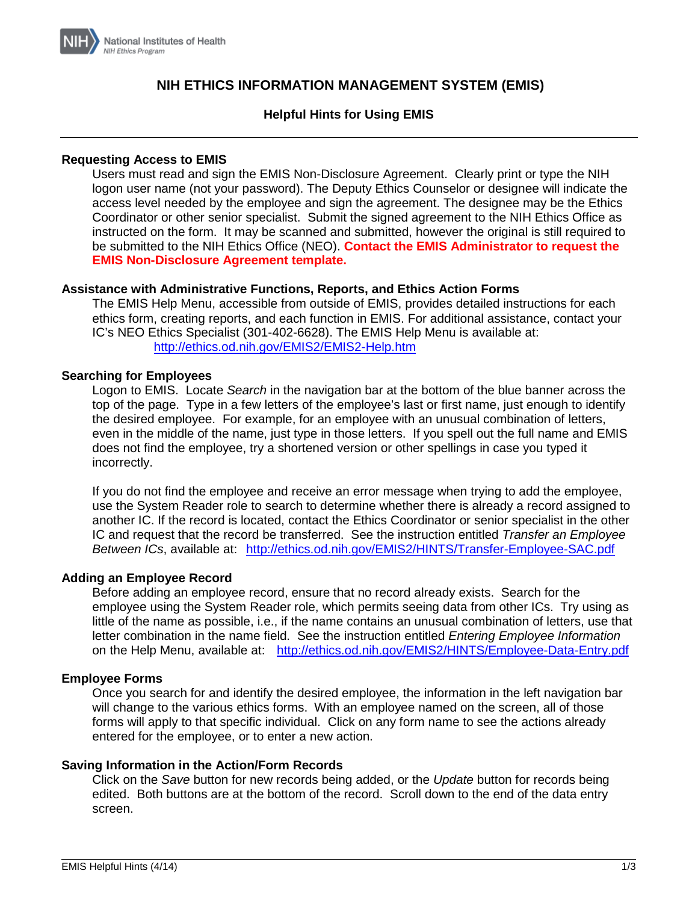NIH National Institutes of Health
*NIH Ethics Program*

# NIH ETHICS INFORMATION MANAGEMENT SYSTEM (EMIS)

## Helpful Hints for Using EMIS

---

### Requesting Access to EMIS

Users must read and sign the EMIS Non-Disclosure Agreement. Clearly print or type the NIH logon user name (not your password). The Deputy Ethics Counselor or designee will indicate the access level needed by the employee and sign the agreement. The designee may be the Ethics Coordinator or other senior specialist. Submit the signed agreement to the NIH Ethics Office as instructed on the form. It may be scanned and submitted, however the original is still required to be submitted to the NIH Ethics Office (NEO). **Contact the EMIS Administrator to request the EMIS Non-Disclosure Agreement template.**

### Assistance with Administrative Functions, Reports, and Ethics Action Forms

The EMIS Help Menu, accessible from outside of EMIS, provides detailed instructions for each ethics form, creating reports, and each function in EMIS. For additional assistance, contact your IC's NEO Ethics Specialist (301-402-6628). The EMIS Help Menu is available at: http://ethics.od.nih.gov/EMIS2/EMIS2-Help.htm

### Searching for Employees

Logon to EMIS. Locate *Search* in the navigation bar at the bottom of the blue banner across the top of the page. Type in a few letters of the employee's last or first name, just enough to identify the desired employee. For example, for an employee with an unusual combination of letters, even in the middle of the name, just type in those letters. If you spell out the full name and EMIS does not find the employee, try a shortened version or other spellings in case you typed it incorrectly.

If you do not find the employee and receive an error message when trying to add the employee, use the System Reader role to search to determine whether there is already a record assigned to another IC. If the record is located, contact the Ethics Coordinator or senior specialist in the other IC and request that the record be transferred. See the instruction entitled *Transfer an Employee Between ICs*, available at: http://ethics.od.nih.gov/EMIS2/HINTS/Transfer-Employee-SAC.pdf

### Adding an Employee Record

Before adding an employee record, ensure that no record already exists. Search for the employee using the System Reader role, which permits seeing data from other ICs. Try using as little of the name as possible, i.e., if the name contains an unusual combination of letters, use that letter combination in the name field. See the instruction entitled *Entering Employee Information* on the Help Menu, available at: http://ethics.od.nih.gov/EMIS2/HINTS/Employee-Data-Entry.pdf

### Employee Forms

Once you search for and identify the desired employee, the information in the left navigation bar will change to the various ethics forms. With an employee named on the screen, all of those forms will apply to that specific individual. Click on any form name to see the actions already entered for the employee, or to enter a new action.

### Saving Information in the Action/Form Records

Click on the *Save* button for new records being added, or the *Update* button for records being edited. Both buttons are at the bottom of the record. Scroll down to the end of the data entry screen.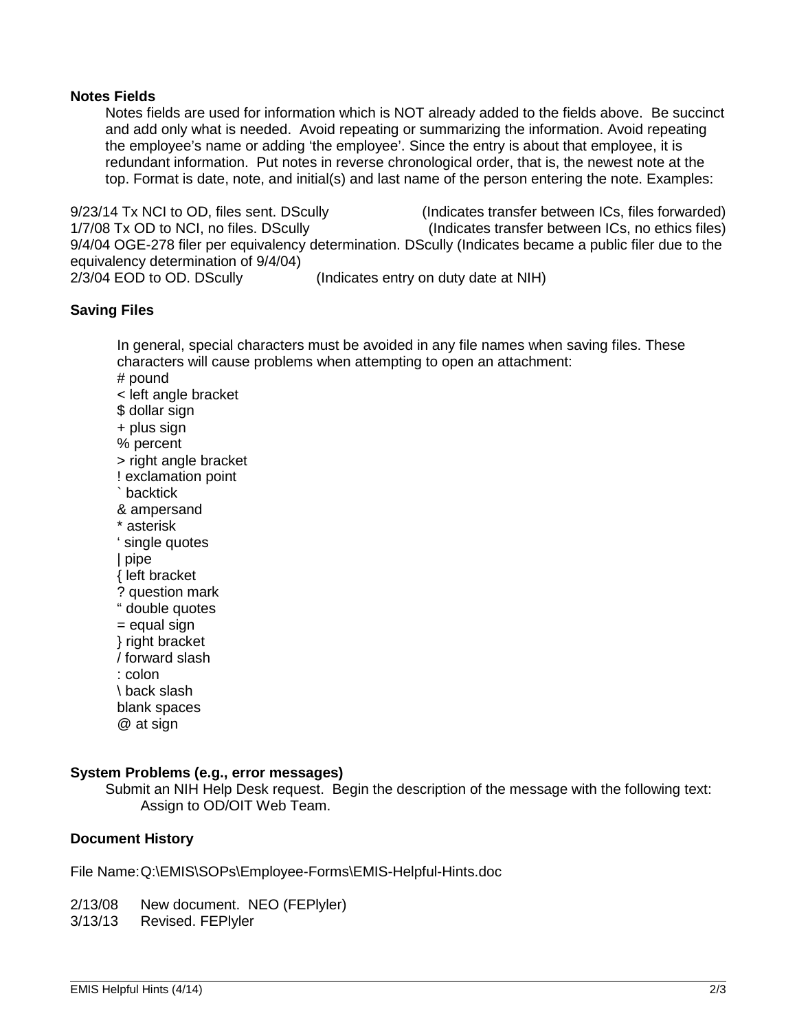**Notes Fields**

Notes fields are used for information which is NOT already added to the fields above. Be succinct and add only what is needed. Avoid repeating or summarizing the information. Avoid repeating the employee's name or adding 'the employee'. Since the entry is about that employee, it is redundant information. Put notes in reverse chronological order, that is, the newest note at the top. Format is date, note, and initial(s) and last name of the person entering the note. Examples:

9/23/14 Tx NCI to OD, files sent. DScully (Indicates transfer between ICs, files forwarded)
1/7/08 Tx OD to NCI, no files. DScully (Indicates transfer between ICs, no ethics files)
9/4/04 OGE-278 filer per equivalency determination. DScully (Indicates became a public filer due to the equivalency determination of 9/4/04)
2/3/04 EOD to OD. DScully (Indicates entry on duty date at NIH)

**Saving Files**

In general, special characters must be avoided in any file names when saving files. These characters will cause problems when attempting to open an attachment:

# pound
< left angle bracket
$ dollar sign
+ plus sign
% percent
> right angle bracket
! exclamation point
` backtick
& ampersand
* asterisk
' single quotes
| pipe
{ left bracket
? question mark
" double quotes
= equal sign
} right bracket
/ forward slash
: colon
\ back slash
blank spaces
@ at sign

**System Problems (e.g., error messages)**

Submit an NIH Help Desk request. Begin the description of the message with the following text:
Assign to OD/OIT Web Team.

**Document History**

File Name: Q:\EMIS\SOPs\Employee-Forms\EMIS-Helpful-Hints.doc

2/13/08 New document. NEO (FEPlyler)
3/13/13 Revised. FEPlyler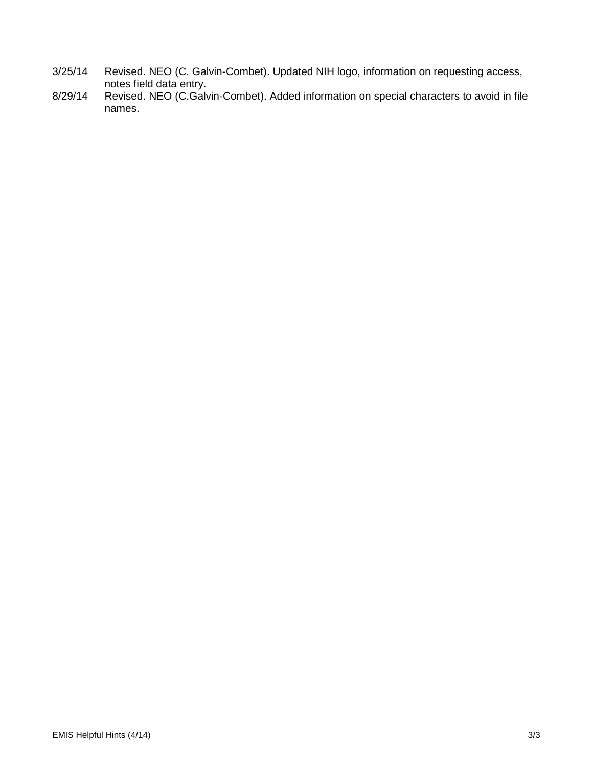| | |
|---|---|
| 3/25/14 | Revised. NEO (C. Galvin-Combet). Updated NIH logo, information on requesting access, notes field data entry. |
| 8/29/14 | Revised. NEO (C.Galvin-Combet). Added information on special characters to avoid in file names. |